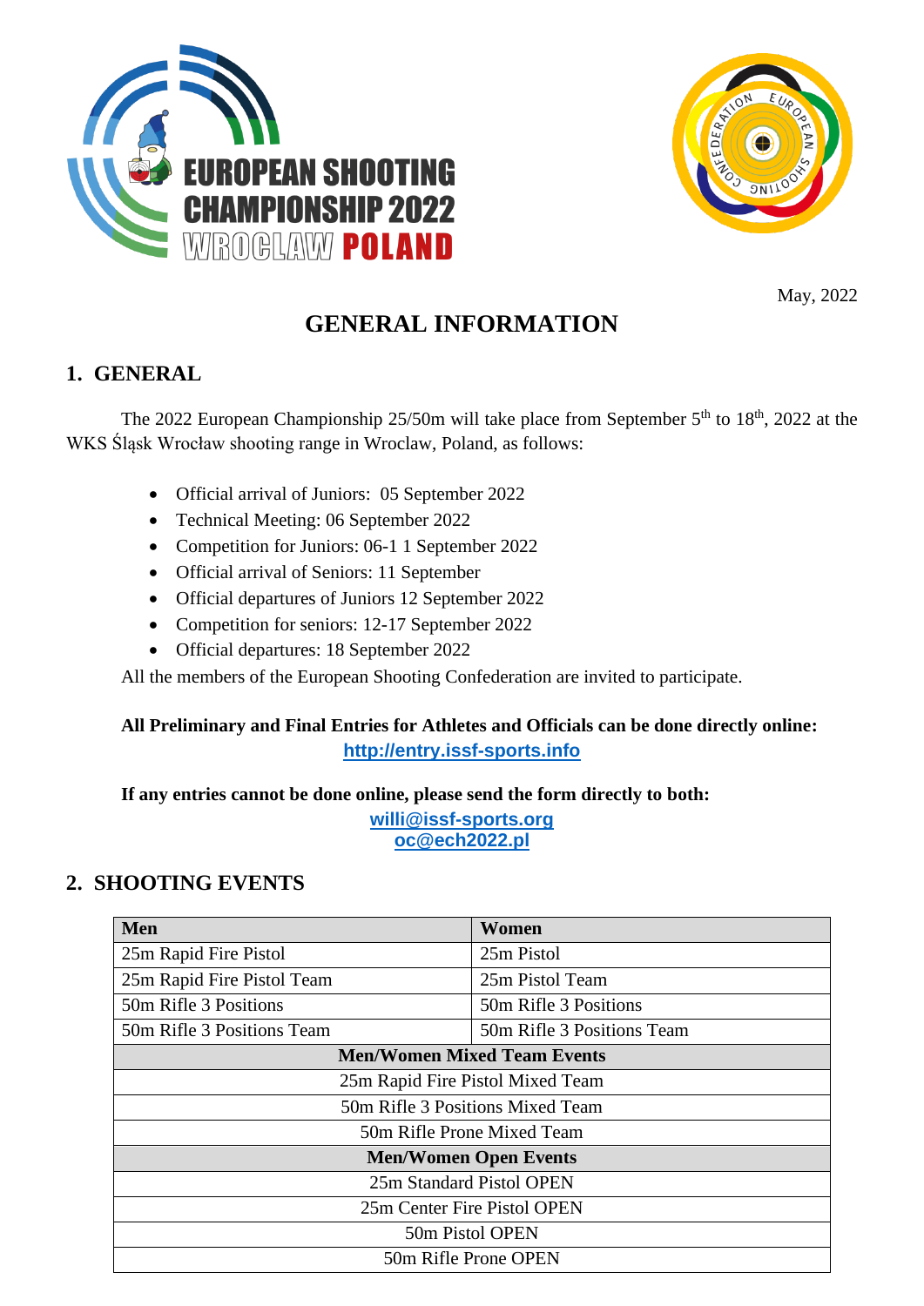EUROPEAN SHOOTING CHAMPIONSHIP 2022 WROCLAW POLAND

May, 2022

# GENERAL INFORMATION

## 1. GENERAL

The 2022 European Championship 25/50m will take place from September 5th to 18th, 2022 at the WKS Śląsk Wrocław shooting range in Wroclaw, Poland, as follows:

- Official arrival of Juniors: 05 September 2022
- Technical Meeting: 06 September 2022
- Competition for Juniors: 06-1 1 September 2022
- Official arrival of Seniors: 11 September
- Official departures of Juniors 12 September 2022
- Competition for seniors: 12-17 September 2022
- Official departures: 18 September 2022

All the members of the European Shooting Confederation are invited to participate.

**All Preliminary and Final Entries for Athletes and Officials can be done directly online:**
**http://entry.issf-sports.info**

**If any entries cannot be done online, please send the form directly to both:**
**willi@issf-sports.org**
**oc@ech2022.pl**

## 2. SHOOTING EVENTS

| Men | Women |
|---|---|
| 25m Rapid Fire Pistol | 25m Pistol |
| 25m Rapid Fire Pistol Team | 25m Pistol Team |
| 50m Rifle 3 Positions | 50m Rifle 3 Positions |
| 50m Rifle 3 Positions Team | 50m Rifle 3 Positions Team |
| **Men/Women Mixed Team Events** | |
| 25m Rapid Fire Pistol Mixed Team | |
| 50m Rifle 3 Positions Mixed Team | |
| 50m Rifle Prone Mixed Team | |
| **Men/Women Open Events** | |
| 25m Standard Pistol OPEN | |
| 25m Center Fire Pistol OPEN | |
| 50m Pistol OPEN | |
| 50m Rifle Prone OPEN | |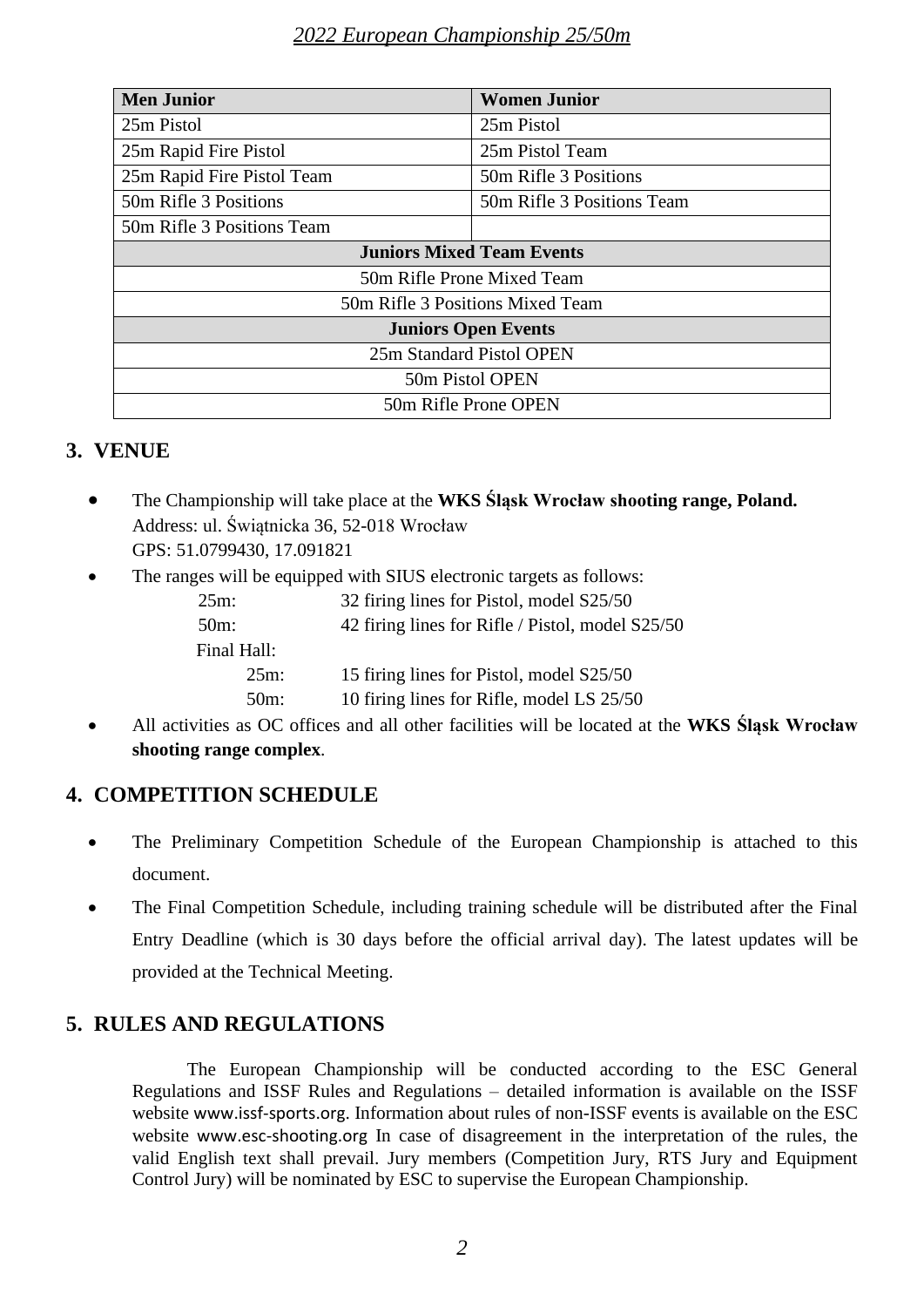| Men Junior | Women Junior |
|---|---|
| 25m Pistol | 25m Pistol |
| 25m Rapid Fire Pistol | 25m Pistol Team |
| 25m Rapid Fire Pistol Team | 50m Rifle 3 Positions |
| 50m Rifle 3 Positions | 50m Rifle 3 Positions Team |
| 50m Rifle 3 Positions Team | |
| **Juniors Mixed Team Events** | |
| 50m Rifle Prone Mixed Team | |
| 50m Rifle 3 Positions Mixed Team | |
| **Juniors Open Events** | |
| 25m Standard Pistol OPEN | |
| 50m Pistol OPEN | |
| 50m Rifle Prone OPEN | |

## 3. VENUE

- The Championship will take place at the **WKS Śląsk Wrocław shooting range, Poland.** Address: ul. Świątnicka 36, 52-018 Wrocław
  GPS: 51.0799430, 17.091821
- The ranges will be equipped with SIUS electronic targets as follows:
  - 25m: 32 firing lines for Pistol, model S25/50
  - 50m: 42 firing lines for Rifle / Pistol, model S25/50
  - Final Hall:
    - 25m: 15 firing lines for Pistol, model S25/50
    - 50m: 10 firing lines for Rifle, model LS 25/50
- All activities as OC offices and all other facilities will be located at the **WKS Śląsk Wrocław shooting range complex**.

## 4. COMPETITION SCHEDULE

- The Preliminary Competition Schedule of the European Championship is attached to this document.
- The Final Competition Schedule, including training schedule will be distributed after the Final Entry Deadline (which is 30 days before the official arrival day). The latest updates will be provided at the Technical Meeting.

## 5. RULES AND REGULATIONS

The European Championship will be conducted according to the ESC General Regulations and ISSF Rules and Regulations – detailed information is available on the ISSF website www.issf-sports.org. Information about rules of non-ISSF events is available on the ESC website www.esc-shooting.org In case of disagreement in the interpretation of the rules, the valid English text shall prevail. Jury members (Competition Jury, RTS Jury and Equipment Control Jury) will be nominated by ESC to supervise the European Championship.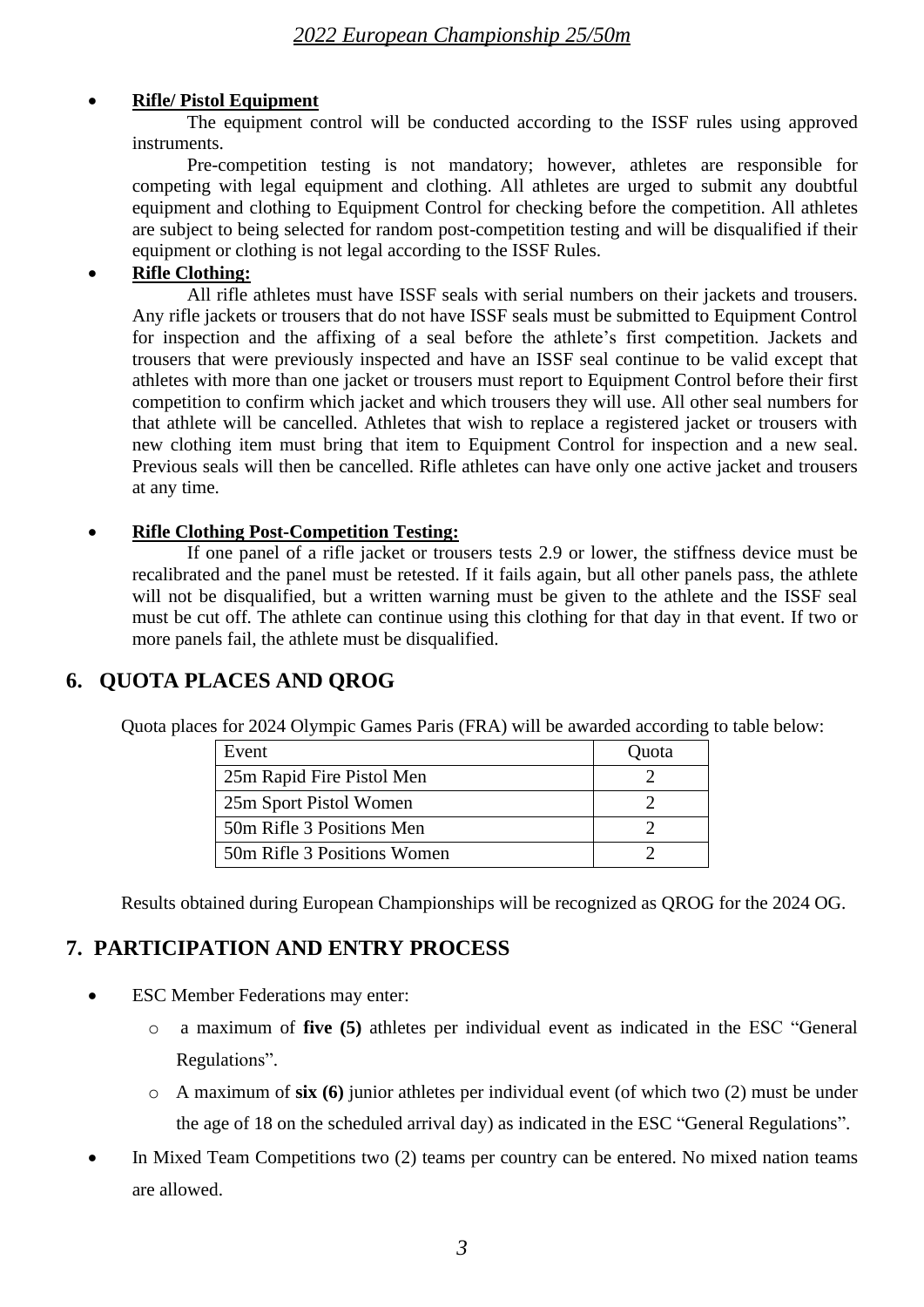- **Rifle/ Pistol Equipment**

  The equipment control will be conducted according to the ISSF rules using approved instruments.

  Pre-competition testing is not mandatory; however, athletes are responsible for competing with legal equipment and clothing. All athletes are urged to submit any doubtful equipment and clothing to Equipment Control for checking before the competition. All athletes are subject to being selected for random post-competition testing and will be disqualified if their equipment or clothing is not legal according to the ISSF Rules.

- **Rifle Clothing:**

  All rifle athletes must have ISSF seals with serial numbers on their jackets and trousers. Any rifle jackets or trousers that do not have ISSF seals must be submitted to Equipment Control for inspection and the affixing of a seal before the athlete's first competition. Jackets and trousers that were previously inspected and have an ISSF seal continue to be valid except that athletes with more than one jacket or trousers must report to Equipment Control before their first competition to confirm which jacket and which trousers they will use. All other seal numbers for that athlete will be cancelled. Athletes that wish to replace a registered jacket or trousers with new clothing item must bring that item to Equipment Control for inspection and a new seal. Previous seals will then be cancelled. Rifle athletes can have only one active jacket and trousers at any time.

- **Rifle Clothing Post-Competition Testing:**

  If one panel of a rifle jacket or trousers tests 2.9 or lower, the stiffness device must be recalibrated and the panel must be retested. If it fails again, but all other panels pass, the athlete will not be disqualified, but a written warning must be given to the athlete and the ISSF seal must be cut off. The athlete can continue using this clothing for that day in that event. If two or more panels fail, the athlete must be disqualified.

## 6. QUOTA PLACES AND QROG

Quota places for 2024 Olympic Games Paris (FRA) will be awarded according to table below:

| Event | Quota |
|---|---|
| 25m Rapid Fire Pistol Men | 2 |
| 25m Sport Pistol Women | 2 |
| 50m Rifle 3 Positions Men | 2 |
| 50m Rifle 3 Positions Women | 2 |

Results obtained during European Championships will be recognized as QROG for the 2024 OG.

## 7. PARTICIPATION AND ENTRY PROCESS

- ESC Member Federations may enter:
  - a maximum of **five (5)** athletes per individual event as indicated in the ESC "General Regulations".
  - A maximum of **six (6)** junior athletes per individual event (of which two (2) must be under the age of 18 on the scheduled arrival day) as indicated in the ESC "General Regulations".
- In Mixed Team Competitions two (2) teams per country can be entered. No mixed nation teams are allowed.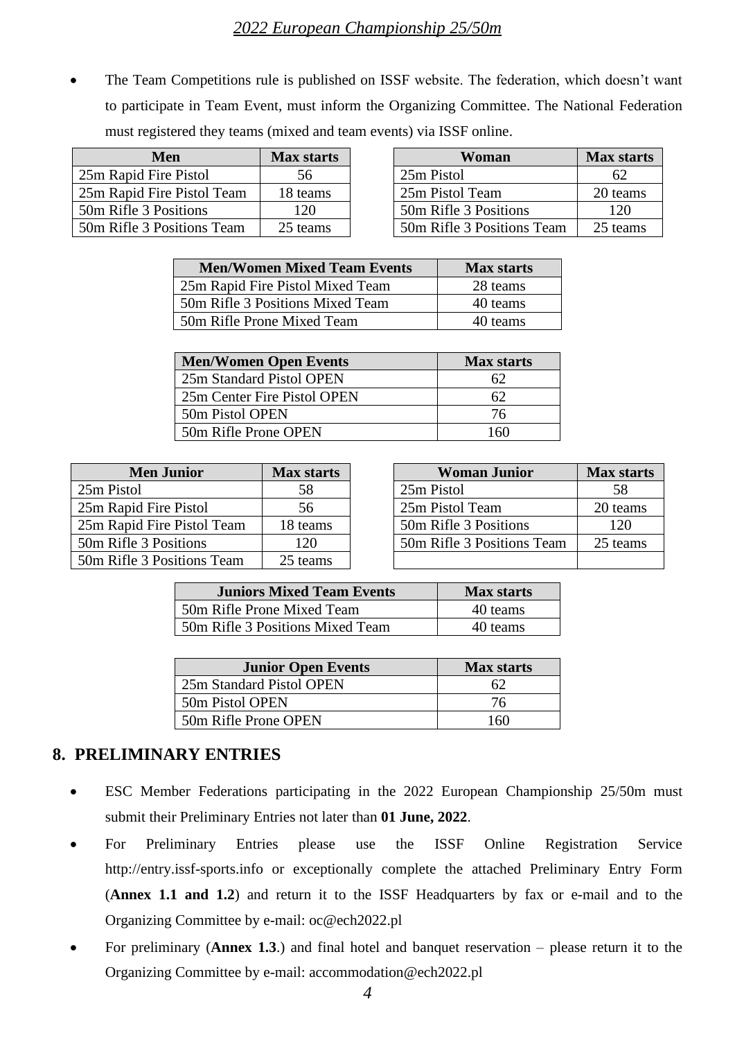- The Team Competitions rule is published on ISSF website. The federation, which doesn't want to participate in Team Event, must inform the Organizing Committee. The National Federation must registered they teams (mixed and team events) via ISSF online.

| Men | Max starts |
|---|---|
| 25m Rapid Fire Pistol | 56 |
| 25m Rapid Fire Pistol Team | 18 teams |
| 50m Rifle 3 Positions | 120 |
| 50m Rifle 3 Positions Team | 25 teams |

| Woman | Max starts |
|---|---|
| 25m Pistol | 62 |
| 25m Pistol Team | 20 teams |
| 50m Rifle 3 Positions | 120 |
| 50m Rifle 3 Positions Team | 25 teams |

| Men/Women Mixed Team Events | Max starts |
|---|---|
| 25m Rapid Fire Pistol Mixed Team | 28 teams |
| 50m Rifle 3 Positions Mixed Team | 40 teams |
| 50m Rifle Prone Mixed Team | 40 teams |

| Men/Women Open Events | Max starts |
|---|---|
| 25m Standard Pistol OPEN | 62 |
| 25m Center Fire Pistol OPEN | 62 |
| 50m Pistol OPEN | 76 |
| 50m Rifle Prone OPEN | 160 |

| Men Junior | Max starts |
|---|---|
| 25m Pistol | 58 |
| 25m Rapid Fire Pistol | 56 |
| 25m Rapid Fire Pistol Team | 18 teams |
| 50m Rifle 3 Positions | 120 |
| 50m Rifle 3 Positions Team | 25 teams |

| Woman Junior | Max starts |
|---|---|
| 25m Pistol | 58 |
| 25m Pistol Team | 20 teams |
| 50m Rifle 3 Positions | 120 |
| 50m Rifle 3 Positions Team | 25 teams |
| | |

| Juniors Mixed Team Events | Max starts |
|---|---|
| 50m Rifle Prone Mixed Team | 40 teams |
| 50m Rifle 3 Positions Mixed Team | 40 teams |

| Junior Open Events | Max starts |
|---|---|
| 25m Standard Pistol OPEN | 62 |
| 50m Pistol OPEN | 76 |
| 50m Rifle Prone OPEN | 160 |

## 8. PRELIMINARY ENTRIES

- ESC Member Federations participating in the 2022 European Championship 25/50m must submit their Preliminary Entries not later than **01 June, 2022**.
- For Preliminary Entries please use the ISSF Online Registration Service http://entry.issf-sports.info or exceptionally complete the attached Preliminary Entry Form (**Annex 1.1 and 1.2**) and return it to the ISSF Headquarters by fax or e-mail and to the Organizing Committee by e-mail: oc@ech2022.pl
- For preliminary (**Annex 1.3**.) and final hotel and banquet reservation – please return it to the Organizing Committee by e-mail: accommodation@ech2022.pl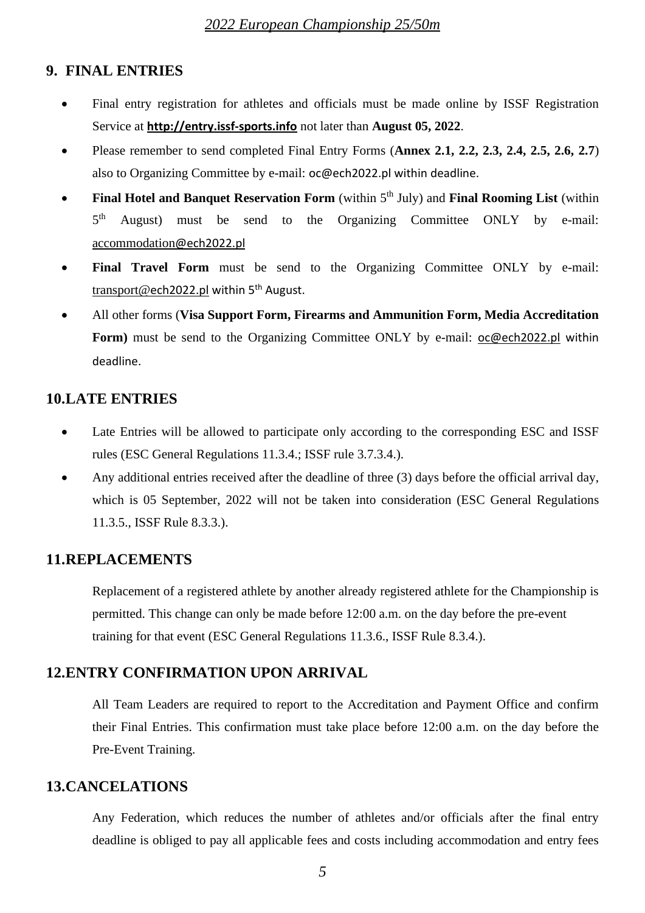## 9. FINAL ENTRIES

- Final entry registration for athletes and officials must be made online by ISSF Registration Service at **http://entry.issf-sports.info** not later than **August 05, 2022**.
- Please remember to send completed Final Entry Forms (**Annex 2.1, 2.2, 2.3, 2.4, 2.5, 2.6, 2.7**) also to Organizing Committee by e-mail: oc@ech2022.pl within deadline.
- **Final Hotel and Banquet Reservation Form** (within 5th July) and **Final Rooming List** (within 5th August) must be send to the Organizing Committee ONLY by e-mail: accommodation@ech2022.pl
- **Final Travel Form** must be send to the Organizing Committee ONLY by e-mail: transport@ech2022.pl within 5th August.
- All other forms (**Visa Support Form, Firearms and Ammunition Form, Media Accreditation Form)** must be send to the Organizing Committee ONLY by e-mail: oc@ech2022.pl within deadline.

## 10.LATE ENTRIES

- Late Entries will be allowed to participate only according to the corresponding ESC and ISSF rules (ESC General Regulations 11.3.4.; ISSF rule 3.7.3.4.).
- Any additional entries received after the deadline of three (3) days before the official arrival day, which is 05 September, 2022 will not be taken into consideration (ESC General Regulations 11.3.5., ISSF Rule 8.3.3.).

## 11.REPLACEMENTS

Replacement of a registered athlete by another already registered athlete for the Championship is permitted. This change can only be made before 12:00 a.m. on the day before the pre-event training for that event (ESC General Regulations 11.3.6., ISSF Rule 8.3.4.).

## 12.ENTRY CONFIRMATION UPON ARRIVAL

All Team Leaders are required to report to the Accreditation and Payment Office and confirm their Final Entries. This confirmation must take place before 12:00 a.m. on the day before the Pre-Event Training.

## 13.CANCELATIONS

Any Federation, which reduces the number of athletes and/or officials after the final entry deadline is obliged to pay all applicable fees and costs including accommodation and entry fees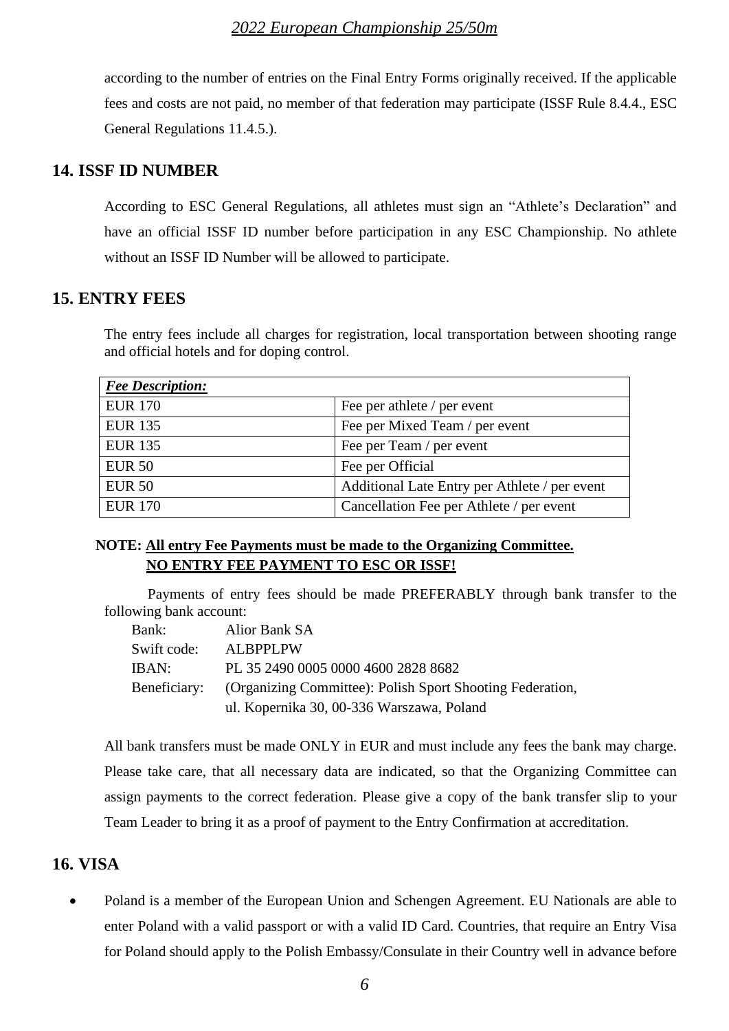according to the number of entries on the Final Entry Forms originally received. If the applicable fees and costs are not paid, no member of that federation may participate (ISSF Rule 8.4.4., ESC General Regulations 11.4.5.).

## 14. ISSF ID NUMBER

According to ESC General Regulations, all athletes must sign an "Athlete's Declaration" and have an official ISSF ID number before participation in any ESC Championship. No athlete without an ISSF ID Number will be allowed to participate.

## 15. ENTRY FEES

The entry fees include all charges for registration, local transportation between shooting range and official hotels and for doping control.

| ***Fee Description:*** | |
|---|---|
| EUR 170 | Fee per athlete / per event |
| EUR 135 | Fee per Mixed Team / per event |
| EUR 135 | Fee per Team / per event |
| EUR 50 | Fee per Official |
| EUR 50 | Additional Late Entry per Athlete / per event |
| EUR 170 | Cancellation Fee per Athlete / per event |

**NOTE: All entry Fee Payments must be made to the Organizing Committee.**
**NO ENTRY FEE PAYMENT TO ESC OR ISSF!**

Payments of entry fees should be made PREFERABLY through bank transfer to the following bank account:

Bank: Alior Bank SA
Swift code: ALBPPLPW
IBAN: PL 35 2490 0005 0000 4600 2828 8682
Beneficiary: (Organizing Committee): Polish Sport Shooting Federation, ul. Kopernika 30, 00-336 Warszawa, Poland

All bank transfers must be made ONLY in EUR and must include any fees the bank may charge. Please take care, that all necessary data are indicated, so that the Organizing Committee can assign payments to the correct federation. Please give a copy of the bank transfer slip to your Team Leader to bring it as a proof of payment to the Entry Confirmation at accreditation.

## 16. VISA

- Poland is a member of the European Union and Schengen Agreement. EU Nationals are able to enter Poland with a valid passport or with a valid ID Card. Countries, that require an Entry Visa for Poland should apply to the Polish Embassy/Consulate in their Country well in advance before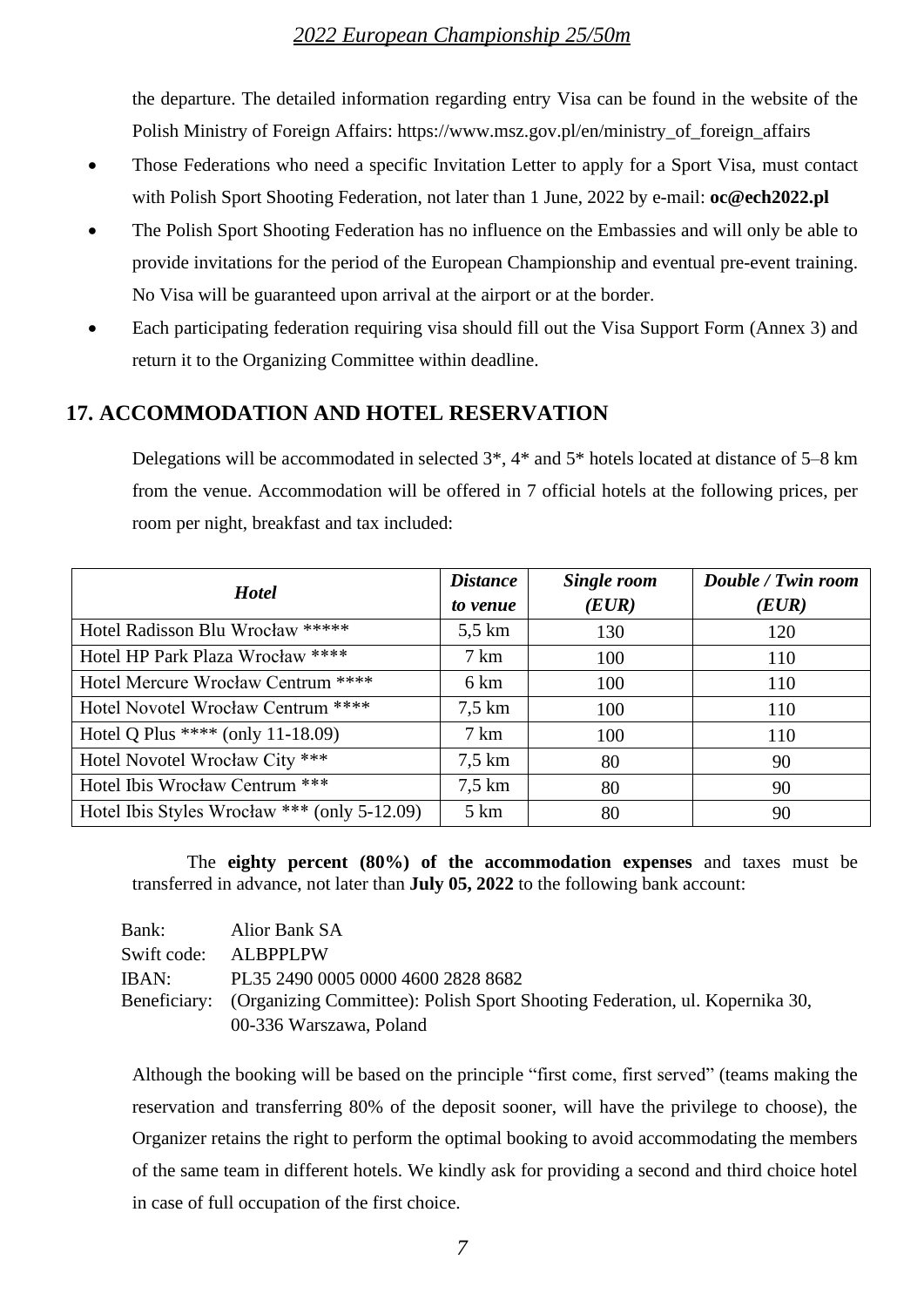the departure. The detailed information regarding entry Visa can be found in the website of the Polish Ministry of Foreign Affairs: https://www.msz.gov.pl/en/ministry_of_foreign_affairs

- Those Federations who need a specific Invitation Letter to apply for a Sport Visa, must contact with Polish Sport Shooting Federation, not later than 1 June, 2022 by e-mail: **oc@ech2022.pl**
- The Polish Sport Shooting Federation has no influence on the Embassies and will only be able to provide invitations for the period of the European Championship and eventual pre-event training. No Visa will be guaranteed upon arrival at the airport or at the border.
- Each participating federation requiring visa should fill out the Visa Support Form (Annex 3) and return it to the Organizing Committee within deadline.

## 17. ACCOMMODATION AND HOTEL RESERVATION

Delegations will be accommodated in selected 3*, 4* and 5* hotels located at distance of 5–8 km from the venue. Accommodation will be offered in 7 official hotels at the following prices, per room per night, breakfast and tax included:

| *Hotel* | *Distance to venue* | *Single room (EUR)* | *Double / Twin room (EUR)* |
|---|---|---|---|
| Hotel Radisson Blu Wrocław ***** | 5,5 km | 130 | 120 |
| Hotel HP Park Plaza Wrocław **** | 7 km | 100 | 110 |
| Hotel Mercure Wrocław Centrum **** | 6 km | 100 | 110 |
| Hotel Novotel Wrocław Centrum **** | 7,5 km | 100 | 110 |
| Hotel Q Plus **** (only 11-18.09) | 7 km | 100 | 110 |
| Hotel Novotel Wrocław City *** | 7,5 km | 80 | 90 |
| Hotel Ibis Wrocław Centrum *** | 7,5 km | 80 | 90 |
| Hotel Ibis Styles Wrocław *** (only 5-12.09) | 5 km | 80 | 90 |

The **eighty percent (80%) of the accommodation expenses** and taxes must be transferred in advance, not later than **July 05, 2022** to the following bank account:

Bank: Alior Bank SA
Swift code: ALBPPLPW
IBAN: PL35 2490 0005 0000 4600 2828 8682
Beneficiary: (Organizing Committee): Polish Sport Shooting Federation, ul. Kopernika 30, 00-336 Warszawa, Poland

Although the booking will be based on the principle "first come, first served" (teams making the reservation and transferring 80% of the deposit sooner, will have the privilege to choose), the Organizer retains the right to perform the optimal booking to avoid accommodating the members of the same team in different hotels. We kindly ask for providing a second and third choice hotel in case of full occupation of the first choice.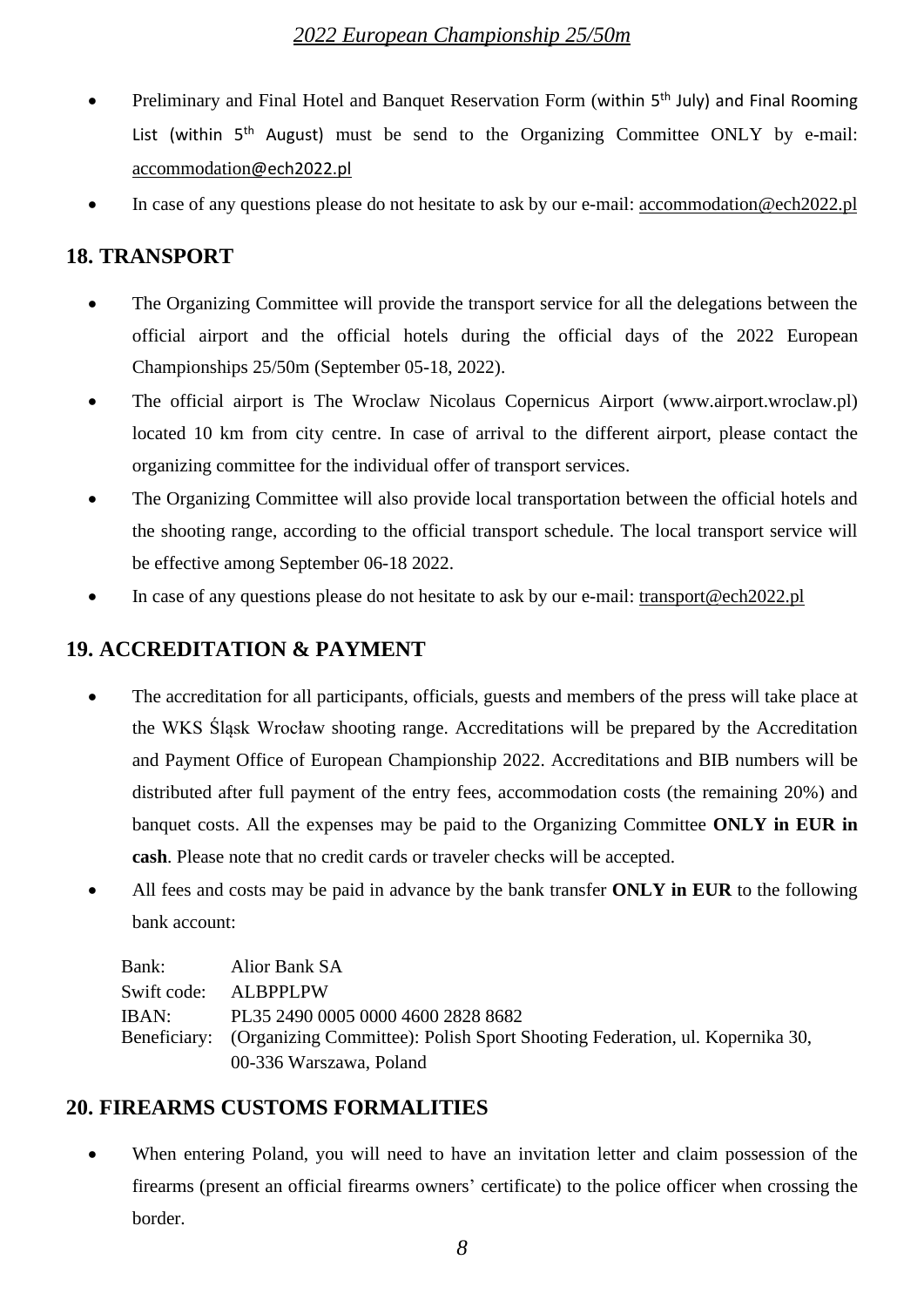- Preliminary and Final Hotel and Banquet Reservation Form (within 5th July) and Final Rooming List (within 5th August) must be send to the Organizing Committee ONLY by e-mail: accommodation@ech2022.pl
- In case of any questions please do not hesitate to ask by our e-mail: accommodation@ech2022.pl

## 18. TRANSPORT

- The Organizing Committee will provide the transport service for all the delegations between the official airport and the official hotels during the official days of the 2022 European Championships 25/50m (September 05-18, 2022).
- The official airport is The Wroclaw Nicolaus Copernicus Airport (www.airport.wroclaw.pl) located 10 km from city centre. In case of arrival to the different airport, please contact the organizing committee for the individual offer of transport services.
- The Organizing Committee will also provide local transportation between the official hotels and the shooting range, according to the official transport schedule. The local transport service will be effective among September 06-18 2022.
- In case of any questions please do not hesitate to ask by our e-mail: transport@ech2022.pl

## 19. ACCREDITATION & PAYMENT

- The accreditation for all participants, officials, guests and members of the press will take place at the WKS Śląsk Wrocław shooting range. Accreditations will be prepared by the Accreditation and Payment Office of European Championship 2022. Accreditations and BIB numbers will be distributed after full payment of the entry fees, accommodation costs (the remaining 20%) and banquet costs. All the expenses may be paid to the Organizing Committee **ONLY in EUR in cash**. Please note that no credit cards or traveler checks will be accepted.
- All fees and costs may be paid in advance by the bank transfer **ONLY in EUR** to the following bank account:

| | |
|---|---|
| Bank: | Alior Bank SA |
| Swift code: | ALBPPLPW |
| IBAN: | PL35 2490 0005 0000 4600 2828 8682 |
| Beneficiary: | (Organizing Committee): Polish Sport Shooting Federation, ul. Kopernika 30, 00-336 Warszawa, Poland |

## 20. FIREARMS CUSTOMS FORMALITIES

- When entering Poland, you will need to have an invitation letter and claim possession of the firearms (present an official firearms owners' certificate) to the police officer when crossing the border.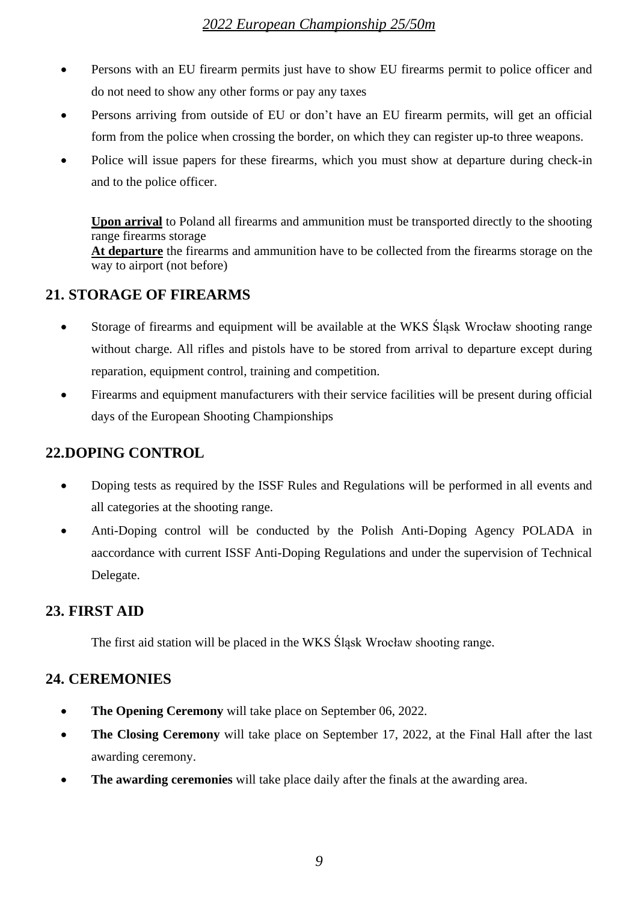- Persons with an EU firearm permits just have to show EU firearms permit to police officer and do not need to show any other forms or pay any taxes
- Persons arriving from outside of EU or don't have an EU firearm permits, will get an official form from the police when crossing the border, on which they can register up-to three weapons.
- Police will issue papers for these firearms, which you must show at departure during check-in and to the police officer.

**Upon arrival** to Poland all firearms and ammunition must be transported directly to the shooting range firearms storage
**At departure** the firearms and ammunition have to be collected from the firearms storage on the way to airport (not before)

## 21. STORAGE OF FIREARMS

- Storage of firearms and equipment will be available at the WKS Śląsk Wrocław shooting range without charge. All rifles and pistols have to be stored from arrival to departure except during reparation, equipment control, training and competition.
- Firearms and equipment manufacturers with their service facilities will be present during official days of the European Shooting Championships

## 22.DOPING CONTROL

- Doping tests as required by the ISSF Rules and Regulations will be performed in all events and all categories at the shooting range.
- Anti-Doping control will be conducted by the Polish Anti-Doping Agency POLADA in aaccordance with current ISSF Anti-Doping Regulations and under the supervision of Technical Delegate.

## 23. FIRST AID

The first aid station will be placed in the WKS Śląsk Wrocław shooting range.

## 24. CEREMONIES

- **The Opening Ceremony** will take place on September 06, 2022.
- **The Closing Ceremony** will take place on September 17, 2022, at the Final Hall after the last awarding ceremony.
- **The awarding ceremonies** will take place daily after the finals at the awarding area.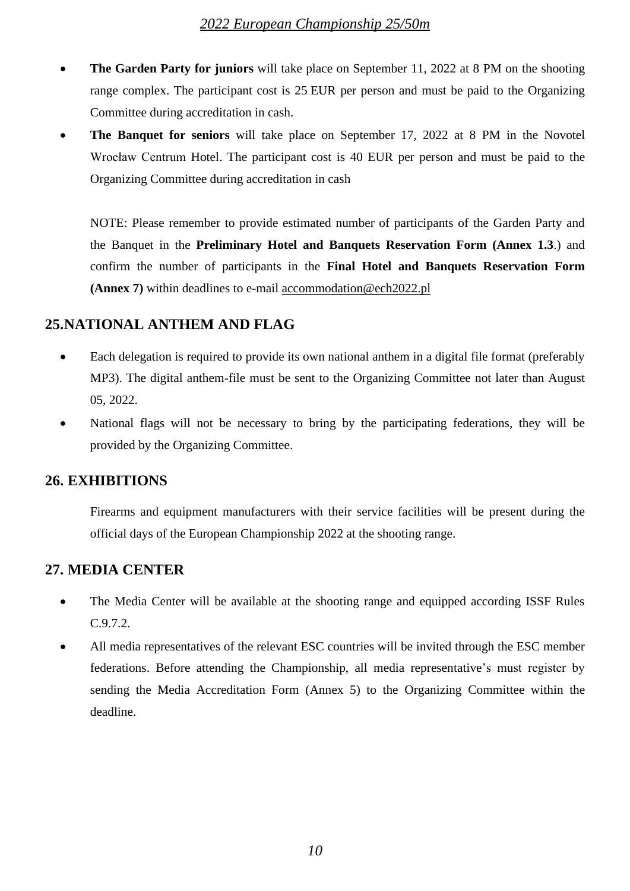- **The Garden Party for juniors** will take place on September 11, 2022 at 8 PM on the shooting range complex. The participant cost is 25 EUR per person and must be paid to the Organizing Committee during accreditation in cash.
- **The Banquet for seniors** will take place on September 17, 2022 at 8 PM in the Novotel Wrocław Centrum Hotel. The participant cost is 40 EUR per person and must be paid to the Organizing Committee during accreditation in cash

  NOTE: Please remember to provide estimated number of participants of the Garden Party and the Banquet in the **Preliminary Hotel and Banquets Reservation Form (Annex 1.3**.) and confirm the number of participants in the **Final Hotel and Banquets Reservation Form (Annex 7)** within deadlines to e-mail accommodation@ech2022.pl

## 25.NATIONAL ANTHEM AND FLAG

- Each delegation is required to provide its own national anthem in a digital file format (preferably MP3). The digital anthem-file must be sent to the Organizing Committee not later than August 05, 2022.
- National flags will not be necessary to bring by the participating federations, they will be provided by the Organizing Committee.

## 26. EXHIBITIONS

Firearms and equipment manufacturers with their service facilities will be present during the official days of the European Championship 2022 at the shooting range.

## 27. MEDIA CENTER

- The Media Center will be available at the shooting range and equipped according ISSF Rules C.9.7.2.
- All media representatives of the relevant ESC countries will be invited through the ESC member federations. Before attending the Championship, all media representative's must register by sending the Media Accreditation Form (Annex 5) to the Organizing Committee within the deadline.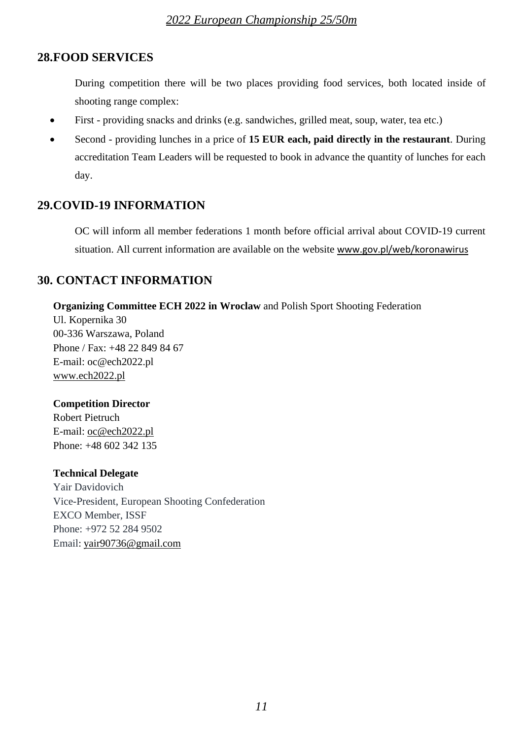## 28.FOOD SERVICES

During competition there will be two places providing food services, both located inside of shooting range complex:

- First - providing snacks and drinks (e.g. sandwiches, grilled meat, soup, water, tea etc.)
- Second - providing lunches in a price of **15 EUR each, paid directly in the restaurant**. During accreditation Team Leaders will be requested to book in advance the quantity of lunches for each day.

## 29.COVID-19 INFORMATION

OC will inform all member federations 1 month before official arrival about COVID-19 current situation. All current information are available on the website www.gov.pl/web/koronawirus

## 30. CONTACT INFORMATION

**Organizing Committee ECH 2022 in Wroclaw** and Polish Sport Shooting Federation
Ul. Kopernika 30
00-336 Warszawa, Poland
Phone / Fax: +48 22 849 84 67
E-mail: oc@ech2022.pl
www.ech2022.pl

**Competition Director**
Robert Pietruch
E-mail: oc@ech2022.pl
Phone: +48 602 342 135

**Technical Delegate**
Yair Davidovich
Vice-President, European Shooting Confederation
EXCO Member, ISSF
Phone: +972 52 284 9502
Email: yair90736@gmail.com